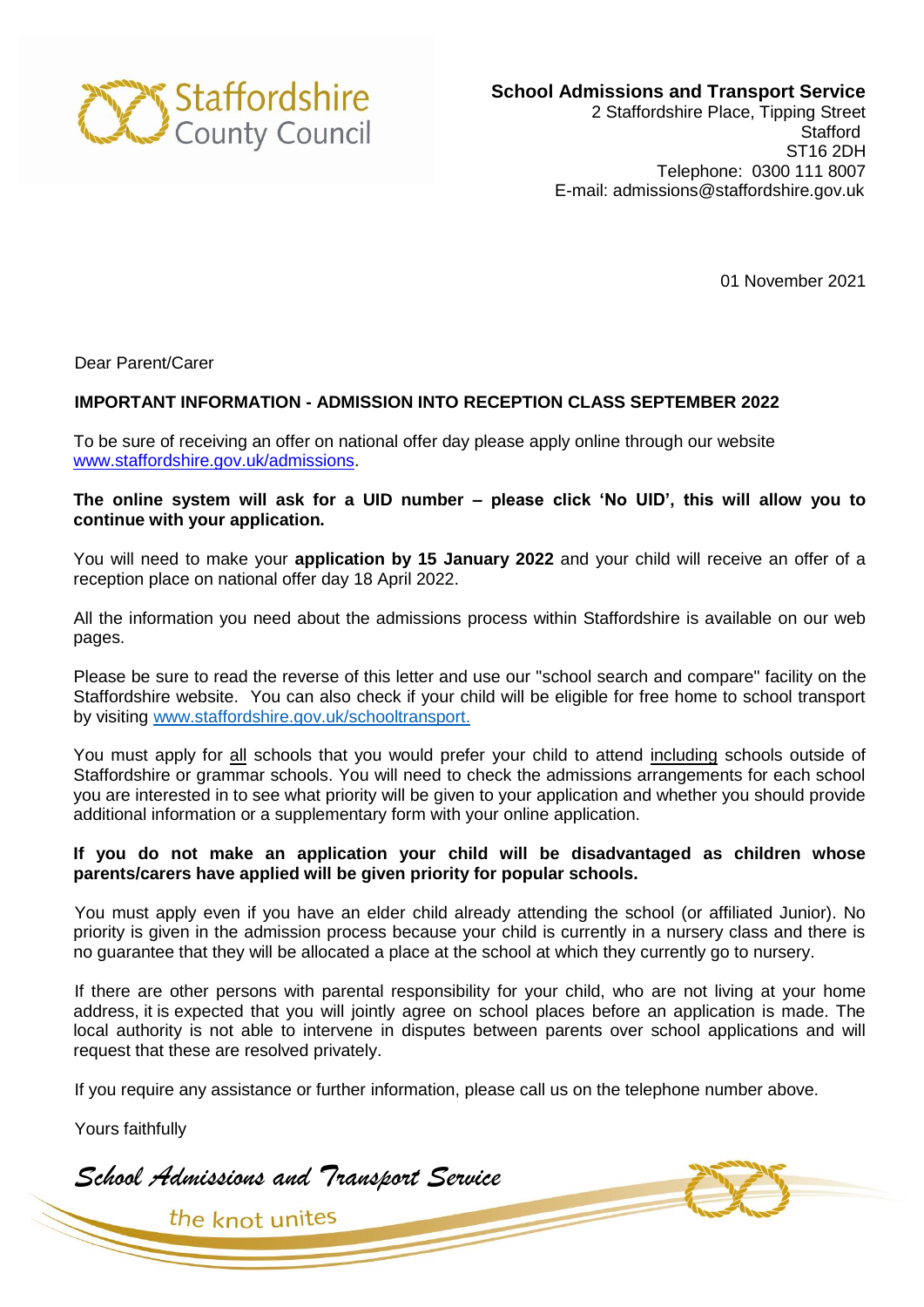Staffordshire County Council

**School Admissions and Transport Service**
2 Staffordshire Place, Tipping Street
Stafford
ST16 2DH
Telephone: 0300 111 8007
E-mail: admissions@staffordshire.gov.uk

01 November 2021

Dear Parent/Carer

**IMPORTANT INFORMATION - ADMISSION INTO RECEPTION CLASS SEPTEMBER 2022**

To be sure of receiving an offer on national offer day please apply online through our website [www.staffordshire.gov.uk/admissions](http://www.staffordshire.gov.uk/admissions).

**The online system will ask for a UID number – please click 'No UID', this will allow you to continue with your application.**

You will need to make your **application by 15 January 2022** and your child will receive an offer of a reception place on national offer day 18 April 2022.

All the information you need about the admissions process within Staffordshire is available on our web pages.

Please be sure to read the reverse of this letter and use our "school search and compare" facility on the Staffordshire website. You can also check if your child will be eligible for free home to school transport by visiting [www.staffordshire.gov.uk/schooltransport.](http://www.staffordshire.gov.uk/schooltransport)

You must apply for all schools that you would prefer your child to attend including schools outside of Staffordshire or grammar schools. You will need to check the admissions arrangements for each school you are interested in to see what priority will be given to your application and whether you should provide additional information or a supplementary form with your online application.

**If you do not make an application your child will be disadvantaged as children whose parents/carers have applied will be given priority for popular schools.**

You must apply even if you have an elder child already attending the school (or affiliated Junior). No priority is given in the admission process because your child is currently in a nursery class and there is no guarantee that they will be allocated a place at the school at which they currently go to nursery.

If there are other persons with parental responsibility for your child, who are not living at your home address, it is expected that you will jointly agree on school places before an application is made. The local authority is not able to intervene in disputes between parents over school applications and will request that these are resolved privately.

If you require any assistance or further information, please call us on the telephone number above.

Yours faithfully

*School Admissions and Transport Service*

the knot unites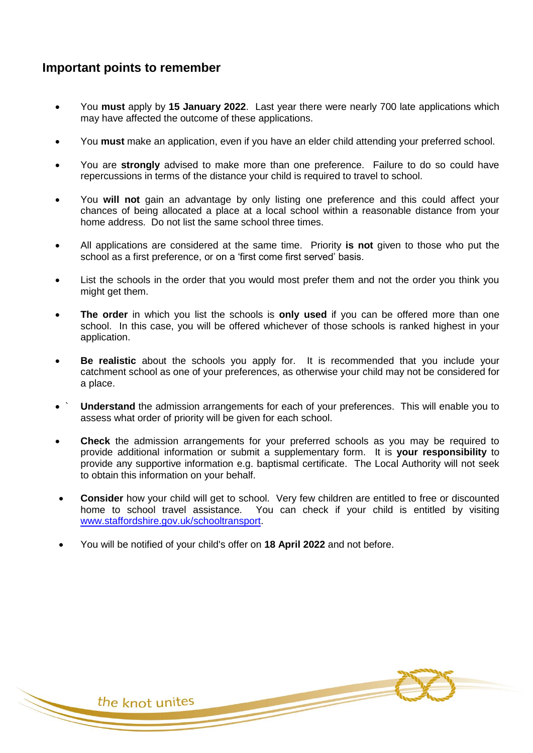## Important points to remember

- You **must** apply by **15 January 2022**. Last year there were nearly 700 late applications which may have affected the outcome of these applications.
- You **must** make an application, even if you have an elder child attending your preferred school.
- You are **strongly** advised to make more than one preference. Failure to do so could have repercussions in terms of the distance your child is required to travel to school.
- You **will not** gain an advantage by only listing one preference and this could affect your chances of being allocated a place at a local school within a reasonable distance from your home address. Do not list the same school three times.
- All applications are considered at the same time. Priority **is not** given to those who put the school as a first preference, or on a 'first come first served' basis.
- List the schools in the order that you would most prefer them and not the order you think you might get them.
- **The order** in which you list the schools is **only used** if you can be offered more than one school. In this case, you will be offered whichever of those schools is ranked highest in your application.
- **Be realistic** about the schools you apply for. It is recommended that you include your catchment school as one of your preferences, as otherwise your child may not be considered for a place.
- **Understand** the admission arrangements for each of your preferences. This will enable you to assess what order of priority will be given for each school.
- **Check** the admission arrangements for your preferred schools as you may be required to provide additional information or submit a supplementary form. It is **your responsibility** to provide any supportive information e.g. baptismal certificate. The Local Authority will not seek to obtain this information on your behalf.
- **Consider** how your child will get to school. Very few children are entitled to free or discounted home to school travel assistance. You can check if your child is entitled by visiting www.staffordshire.gov.uk/schooltransport.
- You will be notified of your child's offer on **18 April 2022** and not before.